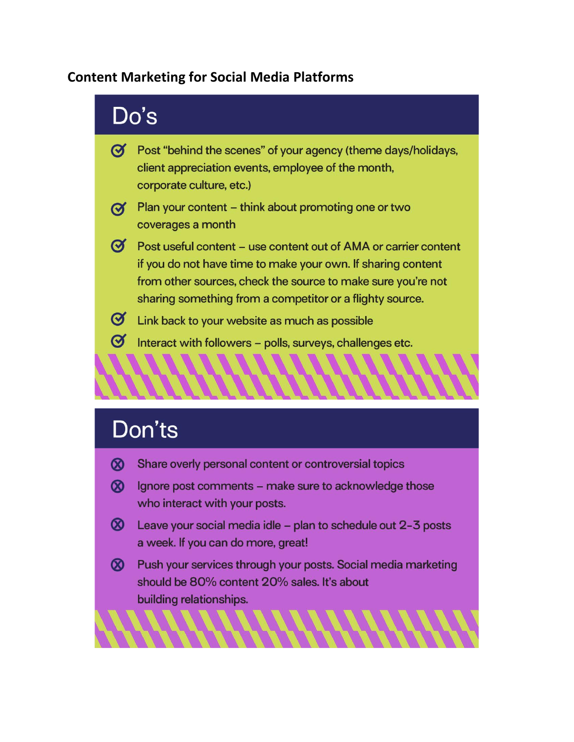**Content Marketing for Social Media Platforms**

## Do's

- Post "behind the scenes" of your agency (theme days/holidays, client appreciation events, employee of the month, corporate culture, etc.)
- Plan your content – think about promoting one or two coverages a month
- Post useful content – use content out of AMA or carrier content if you do not have time to make your own. If sharing content from other sources, check the source to make sure you're not sharing something from a competitor or a flighty source.
- Link back to your website as much as possible
- Interact with followers – polls, surveys, challenges etc.

## Don'ts

- Share overly personal content or controversial topics
- Ignore post comments – make sure to acknowledge those who interact with your posts.
- Leave your social media idle – plan to schedule out 2-3 posts a week. If you can do more, great!
- Push your services through your posts. Social media marketing should be 80% content 20% sales. It's about building relationships.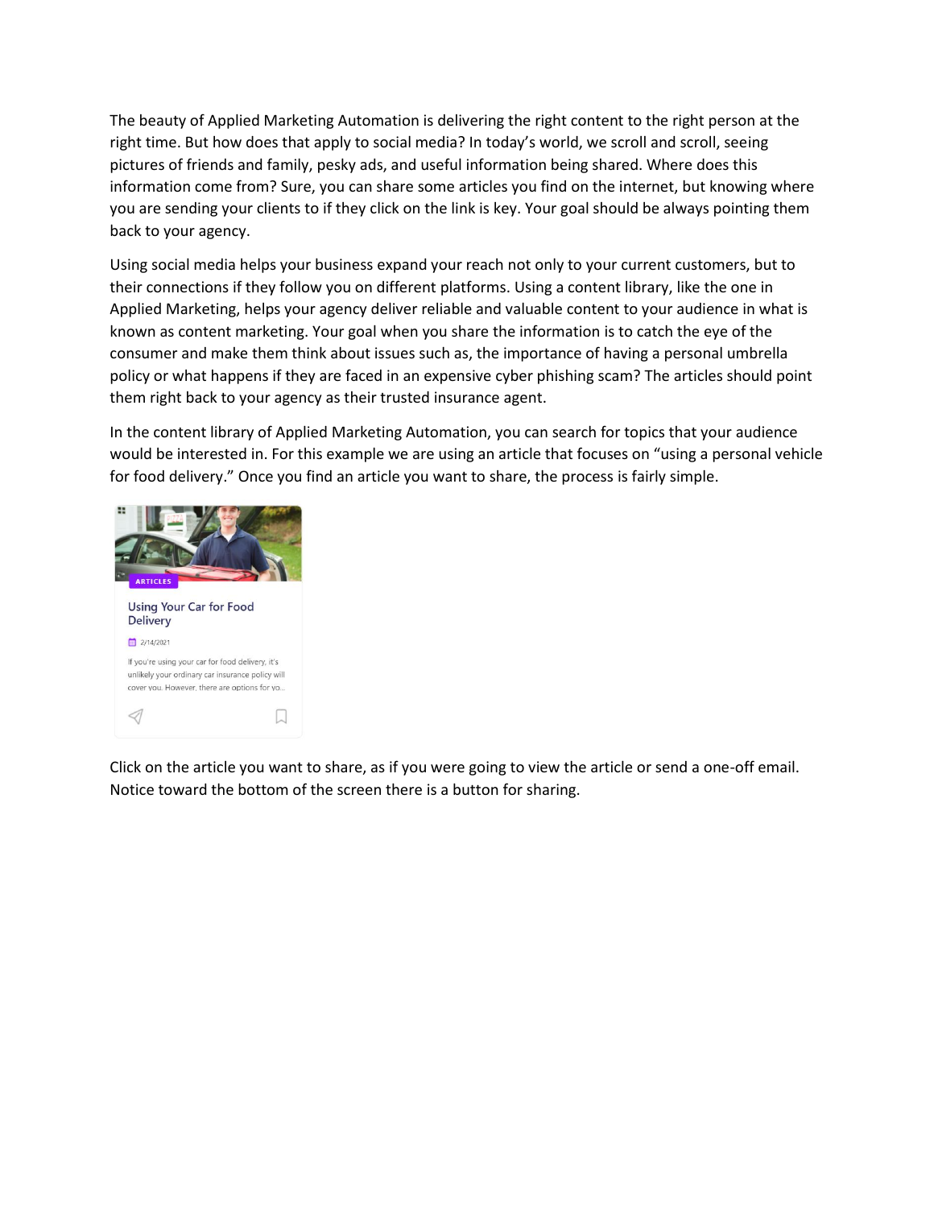The beauty of Applied Marketing Automation is delivering the right content to the right person at the right time. But how does that apply to social media? In today's world, we scroll and scroll, seeing pictures of friends and family, pesky ads, and useful information being shared. Where does this information come from? Sure, you can share some articles you find on the internet, but knowing where you are sending your clients to if they click on the link is key. Your goal should be always pointing them back to your agency.

Using social media helps your business expand your reach not only to your current customers, but to their connections if they follow you on different platforms. Using a content library, like the one in Applied Marketing, helps your agency deliver reliable and valuable content to your audience in what is known as content marketing. Your goal when you share the information is to catch the eye of the consumer and make them think about issues such as, the importance of having a personal umbrella policy or what happens if they are faced in an expensive cyber phishing scam? The articles should point them right back to your agency as their trusted insurance agent.

In the content library of Applied Marketing Automation, you can search for topics that your audience would be interested in. For this example we are using an article that focuses on "using a personal vehicle for food delivery." Once you find an article you want to share, the process is fairly simple.

Click on the article you want to share, as if you were going to view the article or send a one-off email. Notice toward the bottom of the screen there is a button for sharing.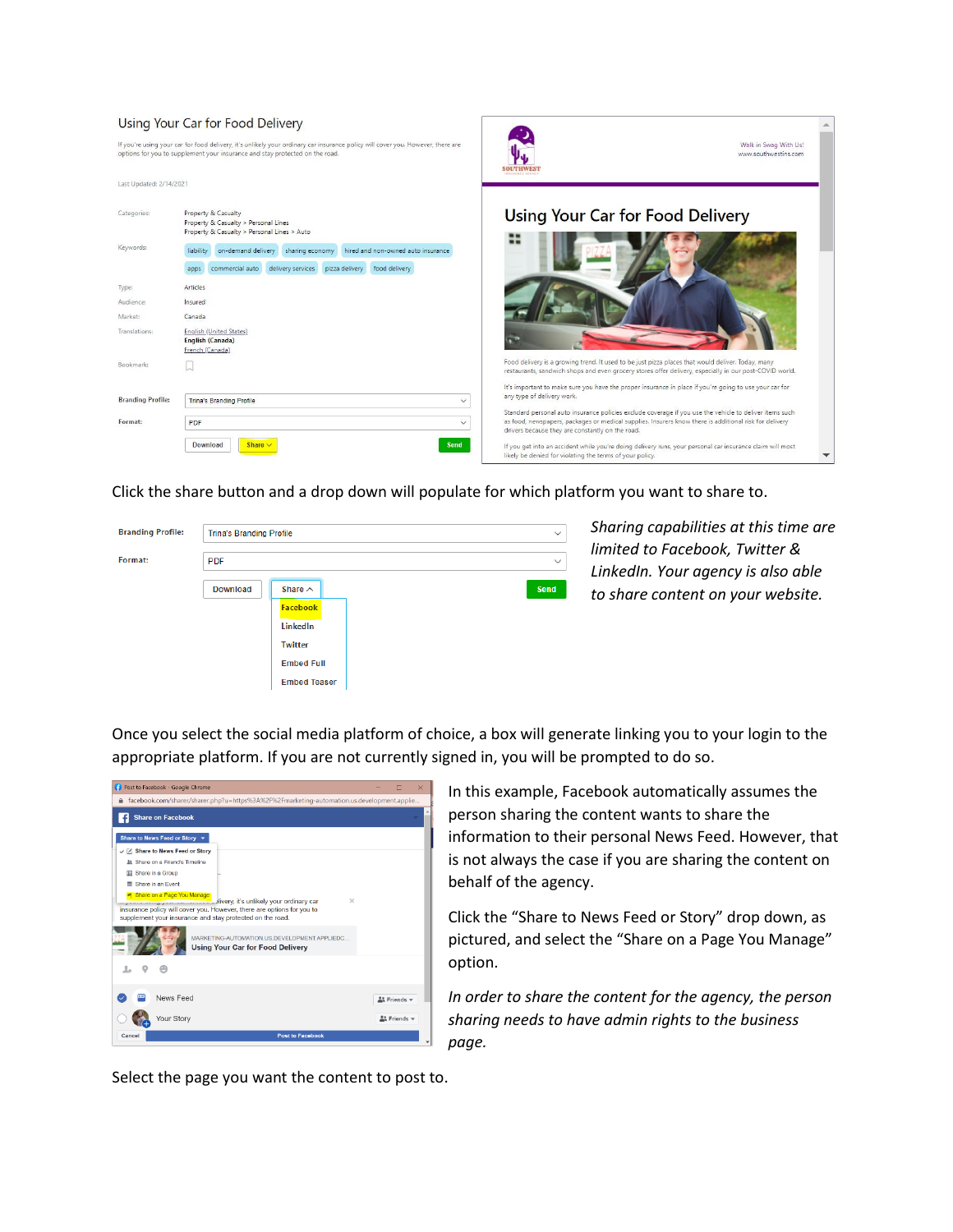Click the share button and a drop down will populate for which platform you want to share to.

*Sharing capabilities at this time are limited to Facebook, Twitter & LinkedIn. Your agency is also able to share content on your website.*

Once you select the social media platform of choice, a box will generate linking you to your login to the appropriate platform. If you are not currently signed in, you will be prompted to do so.

In this example, Facebook automatically assumes the person sharing the content wants to share the information to their personal News Feed. However, that is not always the case if you are sharing the content on behalf of the agency.

Click the "Share to News Feed or Story" drop down, as pictured, and select the "Share on a Page You Manage" option.

*In order to share the content for the agency, the person sharing needs to have admin rights to the business page.*

Select the page you want the content to post to.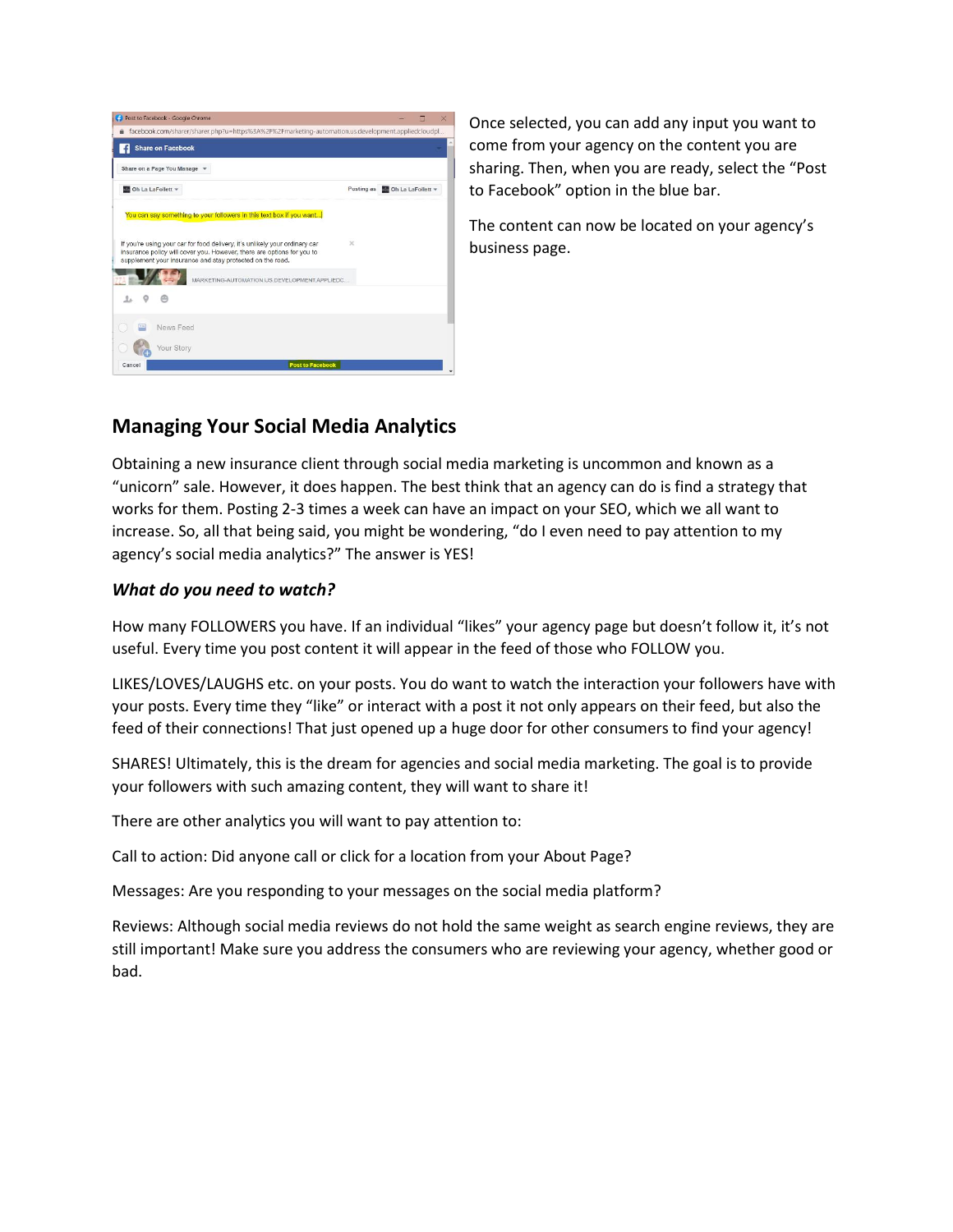Once selected, you can add any input you want to come from your agency on the content you are sharing. Then, when you are ready, select the "Post to Facebook" option in the blue bar.

The content can now be located on your agency's business page.

## Managing Your Social Media Analytics

Obtaining a new insurance client through social media marketing is uncommon and known as a "unicorn" sale. However, it does happen. The best think that an agency can do is find a strategy that works for them. Posting 2-3 times a week can have an impact on your SEO, which we all want to increase. So, all that being said, you might be wondering, "do I even need to pay attention to my agency's social media analytics?" The answer is YES!

### *What do you need to watch?*

How many FOLLOWERS you have. If an individual "likes" your agency page but doesn't follow it, it's not useful. Every time you post content it will appear in the feed of those who FOLLOW you.

LIKES/LOVES/LAUGHS etc. on your posts. You do want to watch the interaction your followers have with your posts. Every time they "like" or interact with a post it not only appears on their feed, but also the feed of their connections! That just opened up a huge door for other consumers to find your agency!

SHARES! Ultimately, this is the dream for agencies and social media marketing. The goal is to provide your followers with such amazing content, they will want to share it!

There are other analytics you will want to pay attention to:

Call to action: Did anyone call or click for a location from your About Page?

Messages: Are you responding to your messages on the social media platform?

Reviews: Although social media reviews do not hold the same weight as search engine reviews, they are still important! Make sure you address the consumers who are reviewing your agency, whether good or bad.